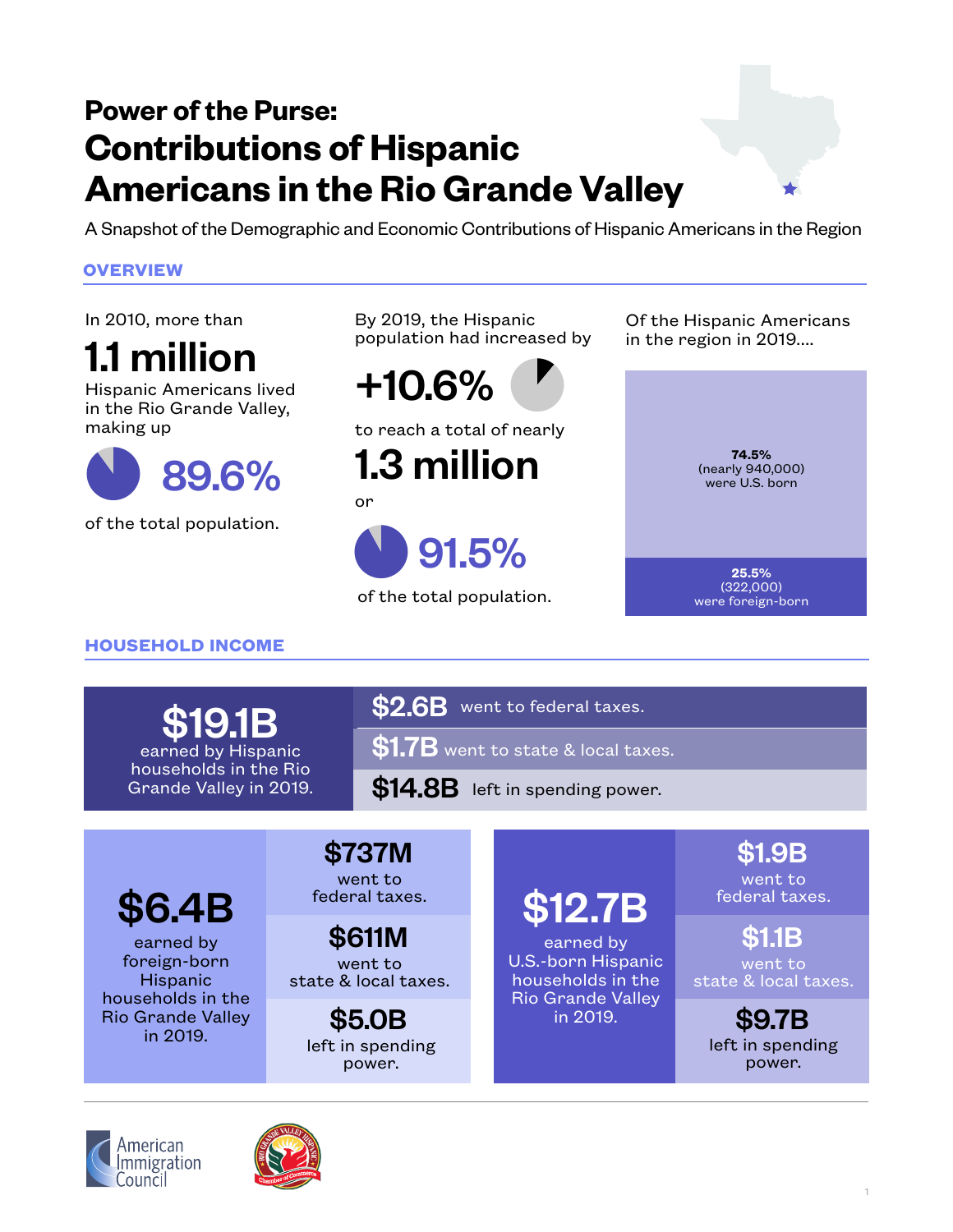# Power of the Purse:

## Contributions of Hispanic Americans in the Rio Grande Valley

A Snapshot of the Demographic and Economic Contributions of Hispanic Americans in the Region

### OVERVIEW

In 2010, more than

**1.1 million**

Hispanic Americans lived in the Rio Grande Valley, making up

**89.6%**

of the total population.

By 2019, the Hispanic population had increased by

**+10.6%**

to reach a total of nearly

**1.3 million**

or

**91.5%**

of the total population.

Of the Hispanic Americans in the region in 2019....

**74.5%** (nearly 940,000) were U.S. born

**25.5%** (322,000) were foreign-born

### HOUSEHOLD INCOME

**$19.1B** earned by Hispanic households in the Rio Grande Valley in 2019.

- **$2.6B** went to federal taxes.
- **$1.7B** went to state & local taxes.
- **$14.8B** left in spending power.

**$6.4B** earned by foreign-born Hispanic households in the Rio Grande Valley in 2019.

- **$737M** went to federal taxes.
- **$611M** went to state & local taxes.
- **$5.0B** left in spending power.

**$12.7B** earned by U.S.-born Hispanic households in the Rio Grande Valley in 2019.

- **$1.9B** went to federal taxes.
- **$1.1B** went to state & local taxes.
- **$9.7B** left in spending power.

American Immigration Council

Rio Grande Valley Hispanic Chamber of Commerce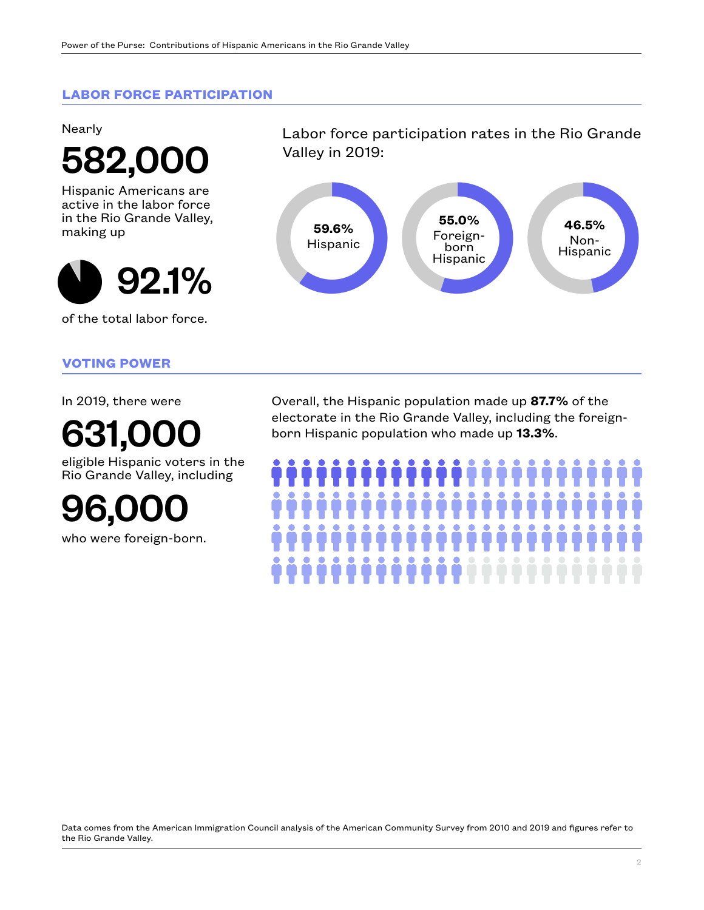## LABOR FORCE PARTICIPATION

Nearly

**582,000**

Hispanic Americans are active in the labor force in the Rio Grande Valley, making up

**92.1%**

of the total labor force.

Labor force participation rates in the Rio Grande Valley in 2019:

**59.6%** Hispanic

**55.0%** Foreign-born Hispanic

**46.5%** Non-Hispanic

## VOTING POWER

In 2019, there were

**631,000**

eligible Hispanic voters in the Rio Grande Valley, including

**96,000**

who were foreign-born.

Overall, the Hispanic population made up **87.7%** of the electorate in the Rio Grande Valley, including the foreign-born Hispanic population who made up **13.3%**.

Data comes from the American Immigration Council analysis of the American Community Survey from 2010 and 2019 and figures refer to the Rio Grande Valley.